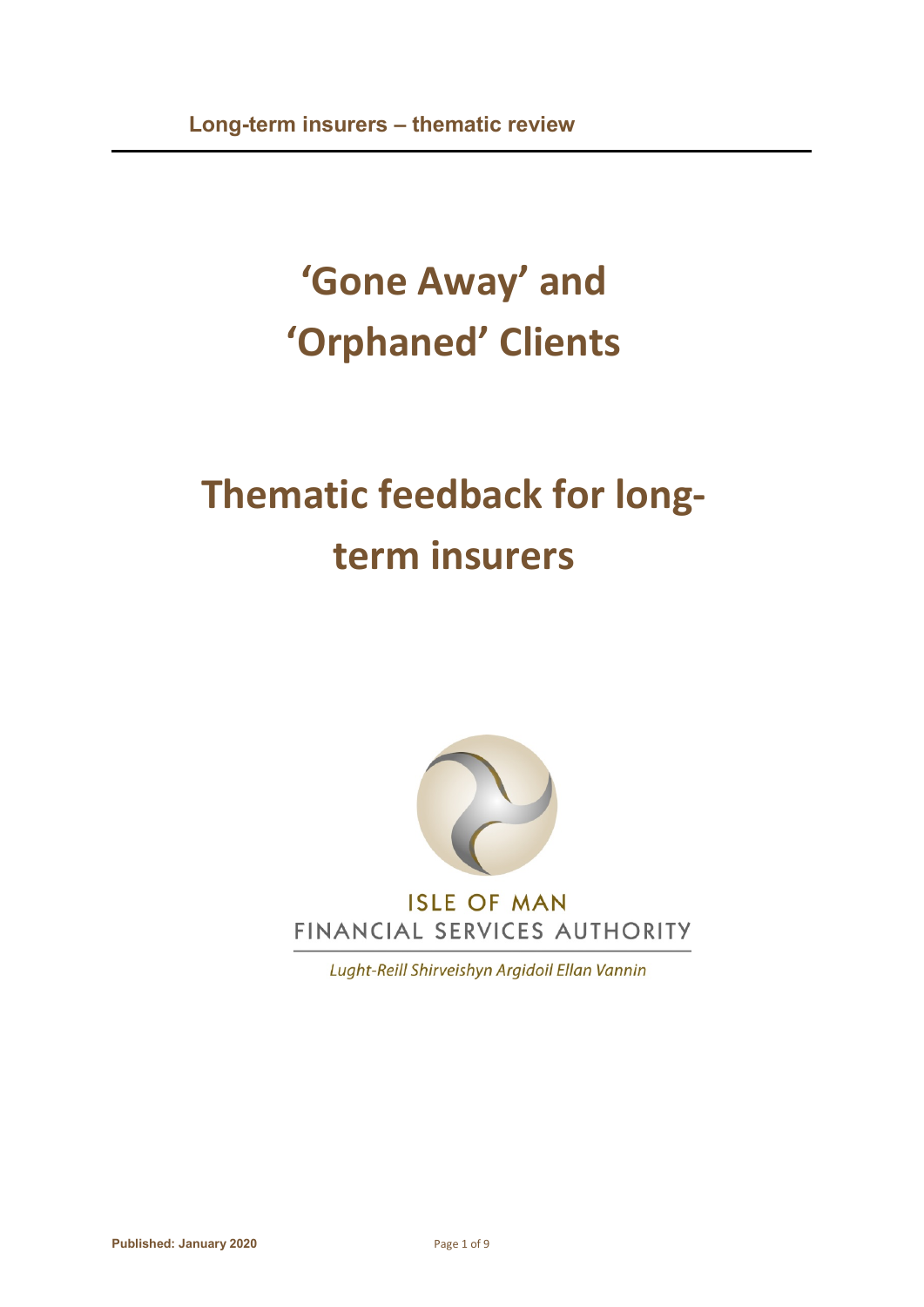**Long-term insurers – thematic review**

# 'Gone Away' and 'Orphaned' Clients

# Thematic feedback for long-term insurers

ISLE OF MAN
FINANCIAL SERVICES AUTHORITY

*Lught-Reill Shirveishyn Argidoil Ellan Vannin*

**Published: January 2020**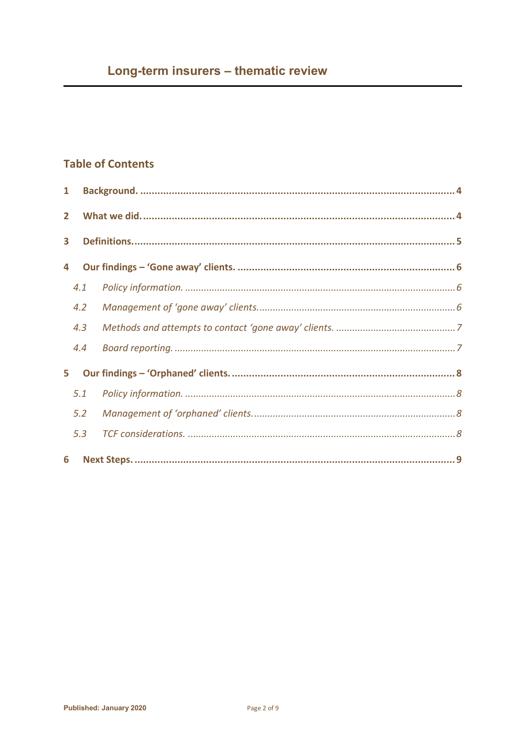# Long-term insurers – thematic review

## Table of Contents

**1 Background.** .......... **4**

**2 What we did.** .......... **4**

**3 Definitions.** .......... **5**

**4 Our findings – 'Gone away' clients.** .......... **6**

- *4.1 Policy information.* .......... *6*
- *4.2 Management of 'gone away' clients.* .......... *6*
- *4.3 Methods and attempts to contact 'gone away' clients.* .......... *7*
- *4.4 Board reporting.* .......... *7*

**5 Our findings – 'Orphaned' clients.** .......... **8**

- *5.1 Policy information.* .......... *8*
- *5.2 Management of 'orphaned' clients.* .......... *8*
- *5.3 TCF considerations.* .......... *8*

**6 Next Steps.** .......... **9**

**Published: January 2020**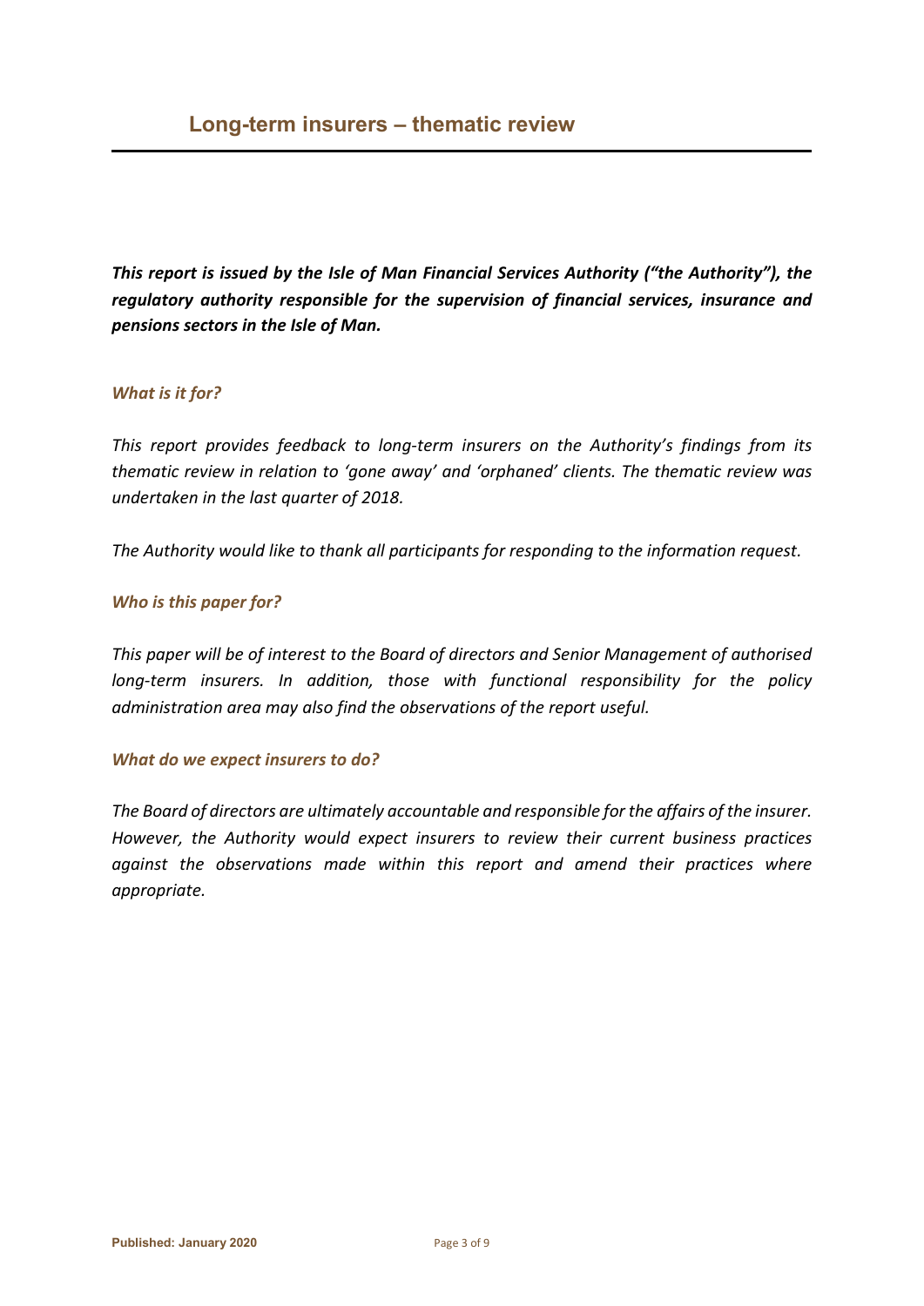# Long-term insurers – thematic review

***This report is issued by the Isle of Man Financial Services Authority ("the Authority"), the regulatory authority responsible for the supervision of financial services, insurance and pensions sectors in the Isle of Man.***

### *What is it for?*

*This report provides feedback to long-term insurers on the Authority's findings from its thematic review in relation to 'gone away' and 'orphaned' clients. The thematic review was undertaken in the last quarter of 2018.*

*The Authority would like to thank all participants for responding to the information request.*

### *Who is this paper for?*

*This paper will be of interest to the Board of directors and Senior Management of authorised long-term insurers. In addition, those with functional responsibility for the policy administration area may also find the observations of the report useful.*

### *What do we expect insurers to do?*

*The Board of directors are ultimately accountable and responsible for the affairs of the insurer. However, the Authority would expect insurers to review their current business practices against the observations made within this report and amend their practices where appropriate.*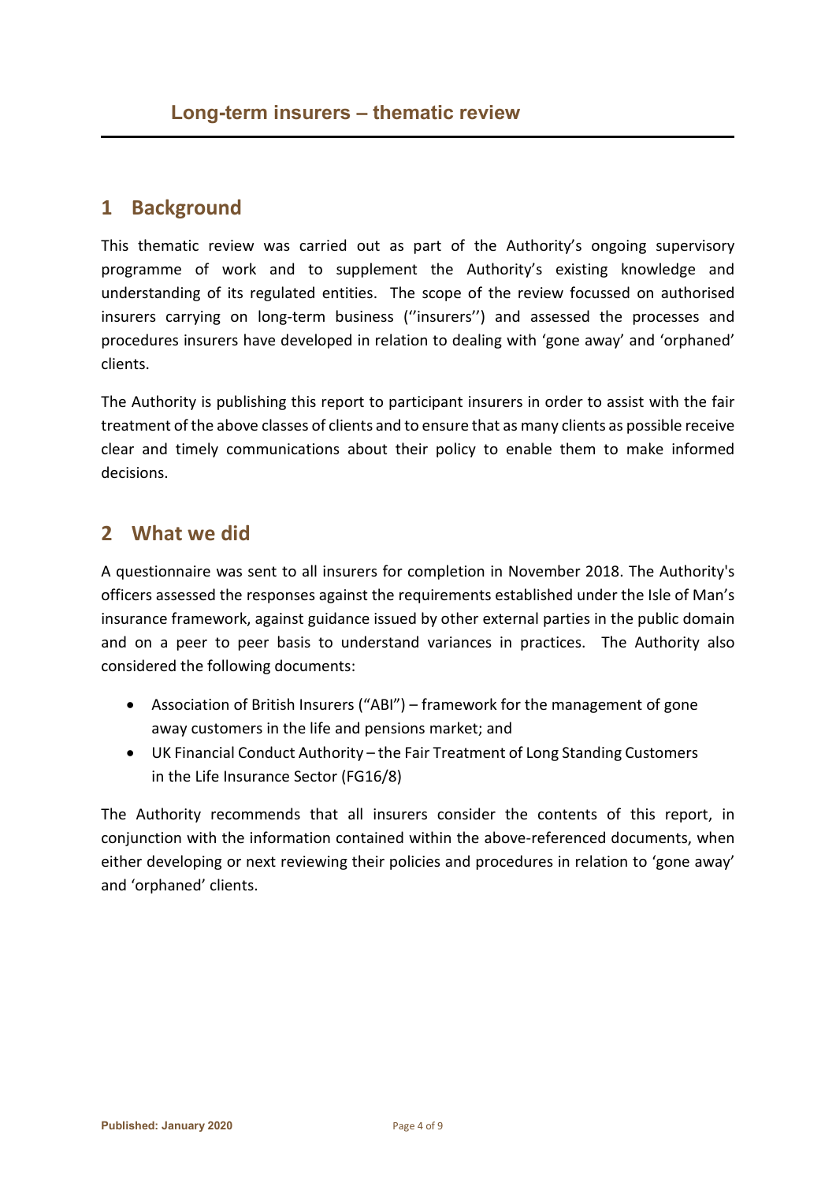# Long-term insurers – thematic review

## 1 Background

This thematic review was carried out as part of the Authority's ongoing supervisory programme of work and to supplement the Authority's existing knowledge and understanding of its regulated entities. The scope of the review focussed on authorised insurers carrying on long-term business (''insurers'') and assessed the processes and procedures insurers have developed in relation to dealing with 'gone away' and 'orphaned' clients.

The Authority is publishing this report to participant insurers in order to assist with the fair treatment of the above classes of clients and to ensure that as many clients as possible receive clear and timely communications about their policy to enable them to make informed decisions.

## 2 What we did

A questionnaire was sent to all insurers for completion in November 2018. The Authority's officers assessed the responses against the requirements established under the Isle of Man's insurance framework, against guidance issued by other external parties in the public domain and on a peer to peer basis to understand variances in practices. The Authority also considered the following documents:

- Association of British Insurers ("ABI") – framework for the management of gone away customers in the life and pensions market; and
- UK Financial Conduct Authority – the Fair Treatment of Long Standing Customers in the Life Insurance Sector (FG16/8)

The Authority recommends that all insurers consider the contents of this report, in conjunction with the information contained within the above-referenced documents, when either developing or next reviewing their policies and procedures in relation to 'gone away' and 'orphaned' clients.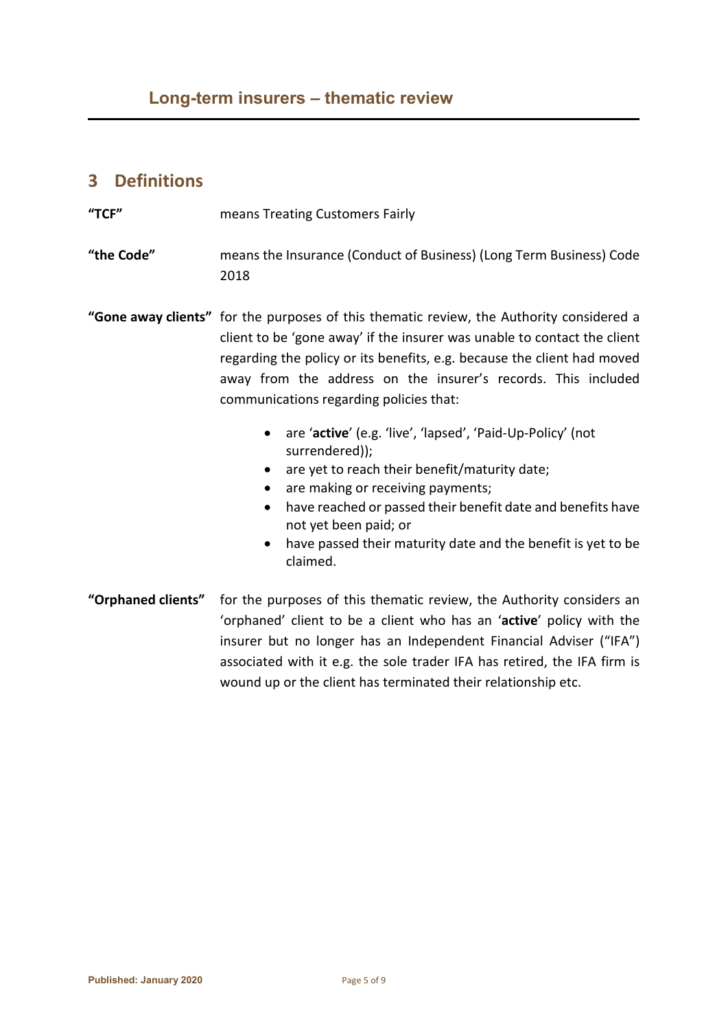## 3 Definitions

**"TCF"** means Treating Customers Fairly

**"the Code"** means the Insurance (Conduct of Business) (Long Term Business) Code 2018

**"Gone away clients"** for the purposes of this thematic review, the Authority considered a client to be 'gone away' if the insurer was unable to contact the client regarding the policy or its benefits, e.g. because the client had moved away from the address on the insurer's records. This included communications regarding policies that:

- are '**active**' (e.g. 'live', 'lapsed', 'Paid-Up-Policy' (not surrendered));
- are yet to reach their benefit/maturity date;
- are making or receiving payments;
- have reached or passed their benefit date and benefits have not yet been paid; or
- have passed their maturity date and the benefit is yet to be claimed.

**"Orphaned clients"** for the purposes of this thematic review, the Authority considers an 'orphaned' client to be a client who has an '**active**' policy with the insurer but no longer has an Independent Financial Adviser ("IFA") associated with it e.g. the sole trader IFA has retired, the IFA firm is wound up or the client has terminated their relationship etc.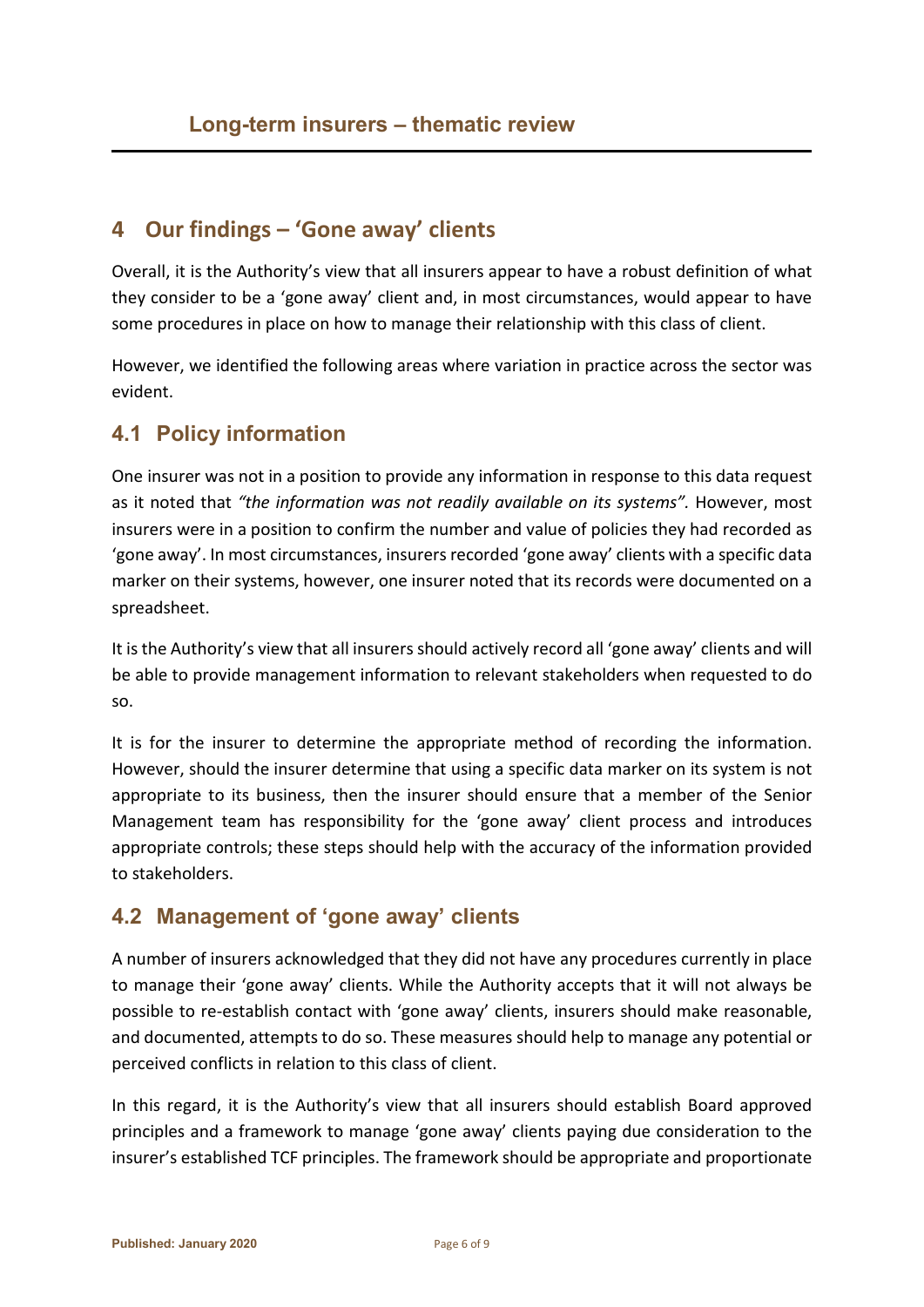## 4 Our findings – 'Gone away' clients

Overall, it is the Authority's view that all insurers appear to have a robust definition of what they consider to be a 'gone away' client and, in most circumstances, would appear to have some procedures in place on how to manage their relationship with this class of client.

However, we identified the following areas where variation in practice across the sector was evident.

### 4.1 Policy information

One insurer was not in a position to provide any information in response to this data request as it noted that *"the information was not readily available on its systems"*. However, most insurers were in a position to confirm the number and value of policies they had recorded as 'gone away'. In most circumstances, insurers recorded 'gone away' clients with a specific data marker on their systems, however, one insurer noted that its records were documented on a spreadsheet.

It is the Authority's view that all insurers should actively record all 'gone away' clients and will be able to provide management information to relevant stakeholders when requested to do so.

It is for the insurer to determine the appropriate method of recording the information. However, should the insurer determine that using a specific data marker on its system is not appropriate to its business, then the insurer should ensure that a member of the Senior Management team has responsibility for the 'gone away' client process and introduces appropriate controls; these steps should help with the accuracy of the information provided to stakeholders.

### 4.2 Management of 'gone away' clients

A number of insurers acknowledged that they did not have any procedures currently in place to manage their 'gone away' clients. While the Authority accepts that it will not always be possible to re-establish contact with 'gone away' clients, insurers should make reasonable, and documented, attempts to do so. These measures should help to manage any potential or perceived conflicts in relation to this class of client.

In this regard, it is the Authority's view that all insurers should establish Board approved principles and a framework to manage 'gone away' clients paying due consideration to the insurer's established TCF principles. The framework should be appropriate and proportionate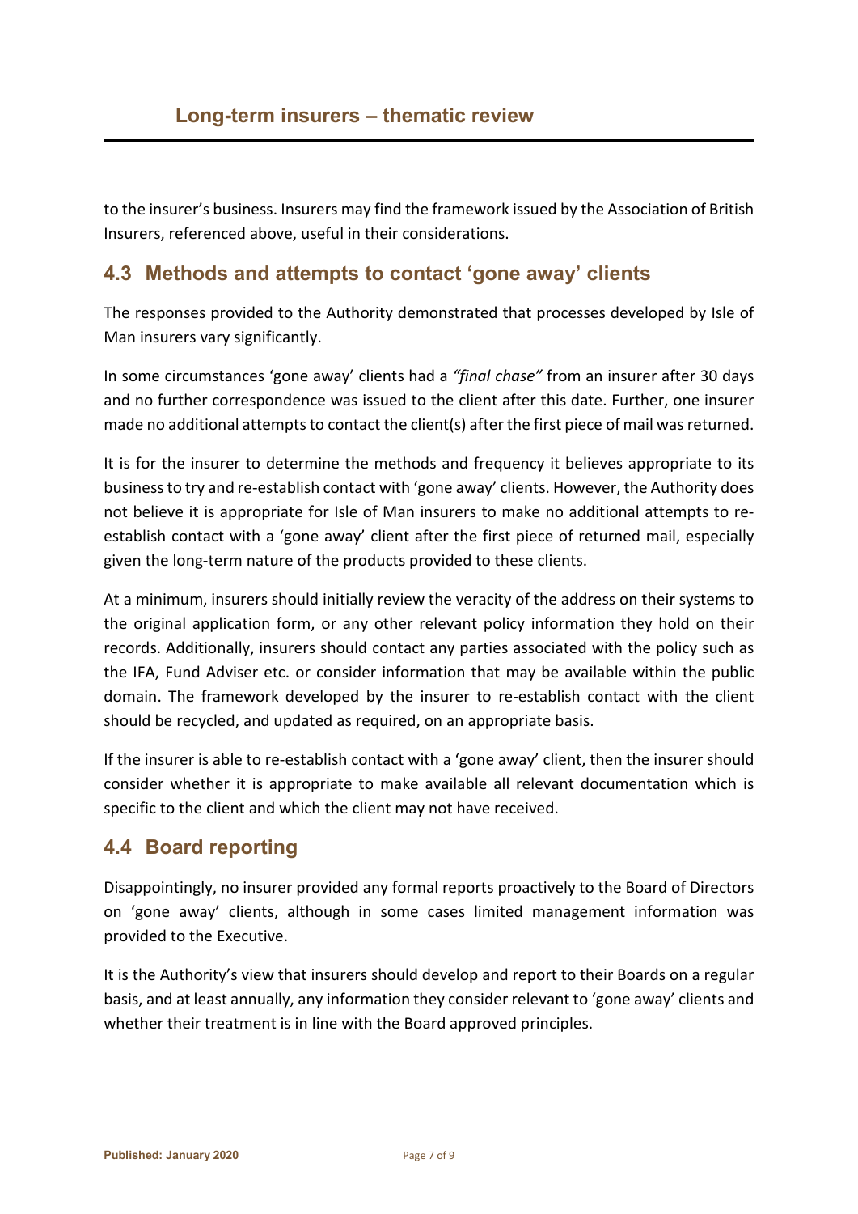to the insurer's business. Insurers may find the framework issued by the Association of British Insurers, referenced above, useful in their considerations.

## 4.3 Methods and attempts to contact 'gone away' clients

The responses provided to the Authority demonstrated that processes developed by Isle of Man insurers vary significantly.

In some circumstances 'gone away' clients had a *"final chase"* from an insurer after 30 days and no further correspondence was issued to the client after this date. Further, one insurer made no additional attempts to contact the client(s) after the first piece of mail was returned.

It is for the insurer to determine the methods and frequency it believes appropriate to its business to try and re-establish contact with 'gone away' clients. However, the Authority does not believe it is appropriate for Isle of Man insurers to make no additional attempts to re-establish contact with a 'gone away' client after the first piece of returned mail, especially given the long-term nature of the products provided to these clients.

At a minimum, insurers should initially review the veracity of the address on their systems to the original application form, or any other relevant policy information they hold on their records. Additionally, insurers should contact any parties associated with the policy such as the IFA, Fund Adviser etc. or consider information that may be available within the public domain. The framework developed by the insurer to re-establish contact with the client should be recycled, and updated as required, on an appropriate basis.

If the insurer is able to re-establish contact with a 'gone away' client, then the insurer should consider whether it is appropriate to make available all relevant documentation which is specific to the client and which the client may not have received.

## 4.4 Board reporting

Disappointingly, no insurer provided any formal reports proactively to the Board of Directors on 'gone away' clients, although in some cases limited management information was provided to the Executive.

It is the Authority's view that insurers should develop and report to their Boards on a regular basis, and at least annually, any information they consider relevant to 'gone away' clients and whether their treatment is in line with the Board approved principles.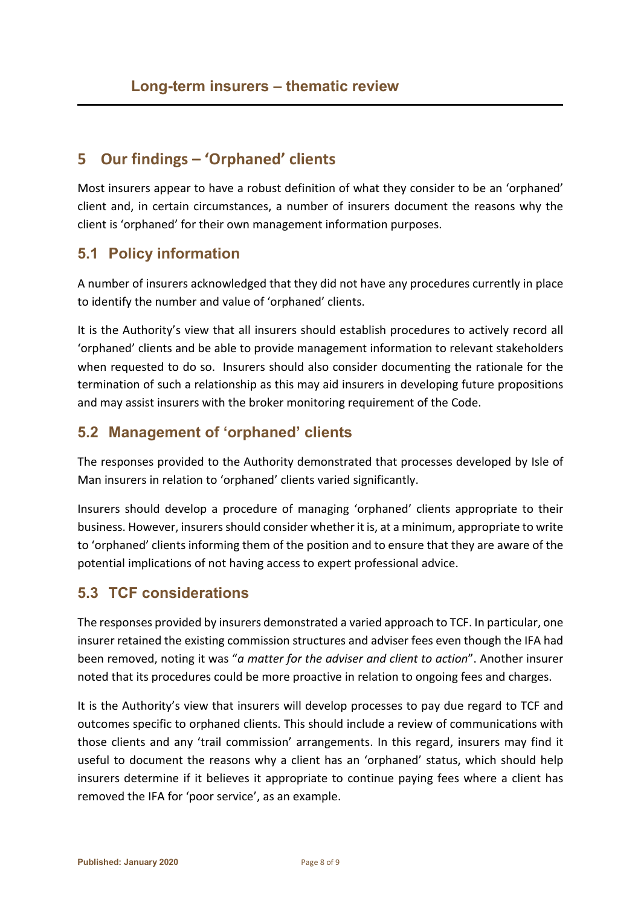## 5 Our findings – 'Orphaned' clients

Most insurers appear to have a robust definition of what they consider to be an 'orphaned' client and, in certain circumstances, a number of insurers document the reasons why the client is 'orphaned' for their own management information purposes.

### 5.1 Policy information

A number of insurers acknowledged that they did not have any procedures currently in place to identify the number and value of 'orphaned' clients.

It is the Authority's view that all insurers should establish procedures to actively record all 'orphaned' clients and be able to provide management information to relevant stakeholders when requested to do so. Insurers should also consider documenting the rationale for the termination of such a relationship as this may aid insurers in developing future propositions and may assist insurers with the broker monitoring requirement of the Code.

### 5.2 Management of 'orphaned' clients

The responses provided to the Authority demonstrated that processes developed by Isle of Man insurers in relation to 'orphaned' clients varied significantly.

Insurers should develop a procedure of managing 'orphaned' clients appropriate to their business. However, insurers should consider whether it is, at a minimum, appropriate to write to 'orphaned' clients informing them of the position and to ensure that they are aware of the potential implications of not having access to expert professional advice.

### 5.3 TCF considerations

The responses provided by insurers demonstrated a varied approach to TCF. In particular, one insurer retained the existing commission structures and adviser fees even though the IFA had been removed, noting it was "*a matter for the adviser and client to action*". Another insurer noted that its procedures could be more proactive in relation to ongoing fees and charges.

It is the Authority's view that insurers will develop processes to pay due regard to TCF and outcomes specific to orphaned clients. This should include a review of communications with those clients and any 'trail commission' arrangements. In this regard, insurers may find it useful to document the reasons why a client has an 'orphaned' status, which should help insurers determine if it believes it appropriate to continue paying fees where a client has removed the IFA for 'poor service', as an example.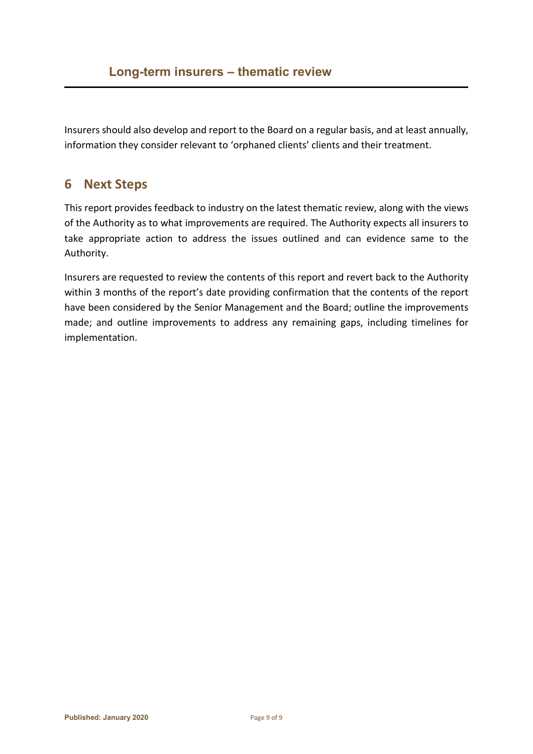Insurers should also develop and report to the Board on a regular basis, and at least annually, information they consider relevant to 'orphaned clients' clients and their treatment.

## 6 Next Steps

This report provides feedback to industry on the latest thematic review, along with the views of the Authority as to what improvements are required. The Authority expects all insurers to take appropriate action to address the issues outlined and can evidence same to the Authority.

Insurers are requested to review the contents of this report and revert back to the Authority within 3 months of the report's date providing confirmation that the contents of the report have been considered by the Senior Management and the Board; outline the improvements made; and outline improvements to address any remaining gaps, including timelines for implementation.